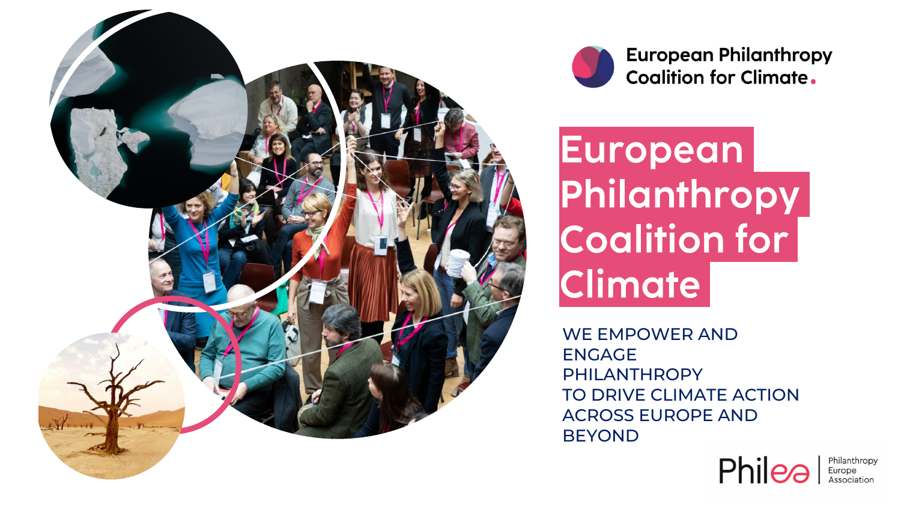European Philanthropy Coalition for Climate

# European Philanthropy Coalition for Climate

WE EMPOWER AND ENGAGE PHILANTHROPY TO DRIVE CLIMATE ACTION ACROSS EUROPE AND BEYOND

Philea | Philanthropy Europe Association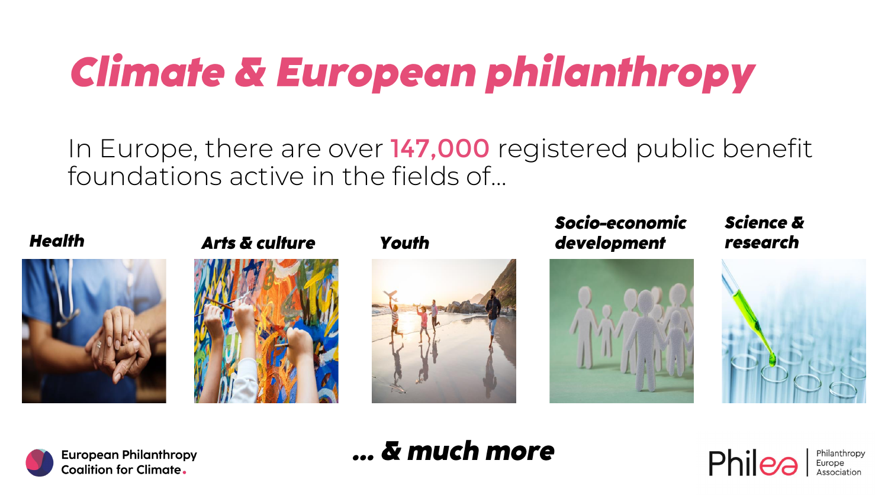# Climate & European philanthropy

In Europe, there are over **147,000** registered public benefit foundations active in the fields of…

***Health***

***Arts & culture***

***Youth***

***Socio-economic development***

***Science & research***

***… & much more***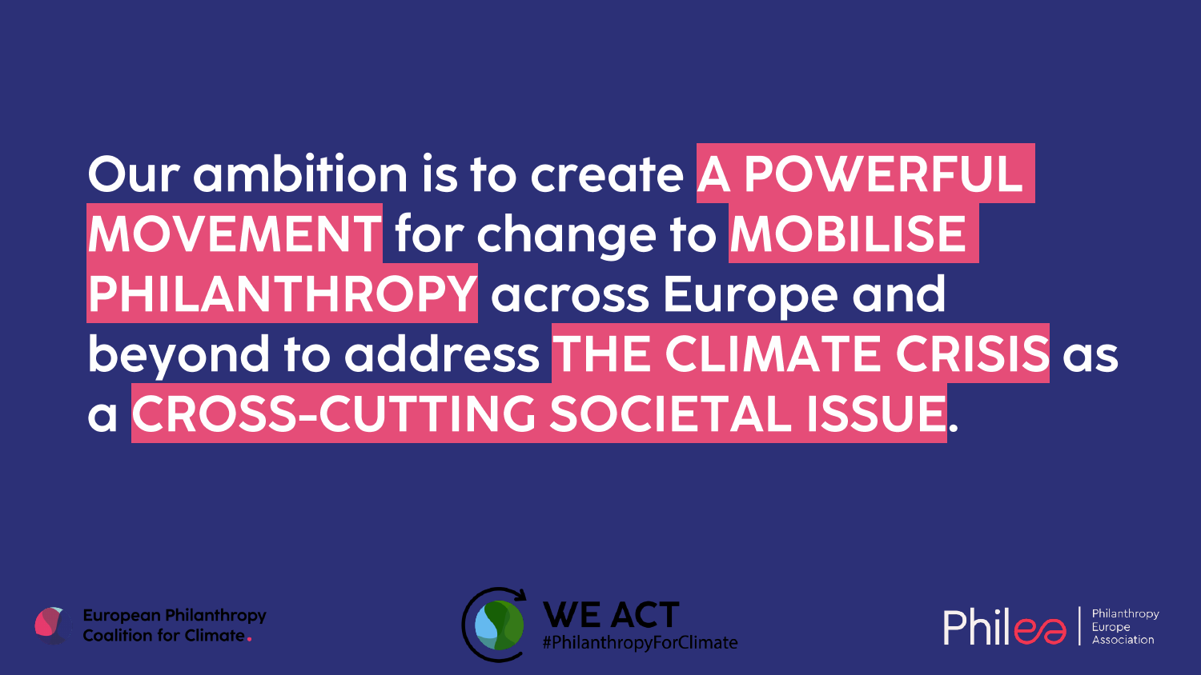Our ambition is to create **A POWERFUL MOVEMENT** for change to **MOBILISE PHILANTHROPY** across Europe and beyond to address **THE CLIMATE CRISIS** as a **CROSS-CUTTING SOCIETAL ISSUE**.

European Philanthropy Coalition for Climate.

WE ACT #PhilanthropyForClimate

Philea | Philanthropy Europe Association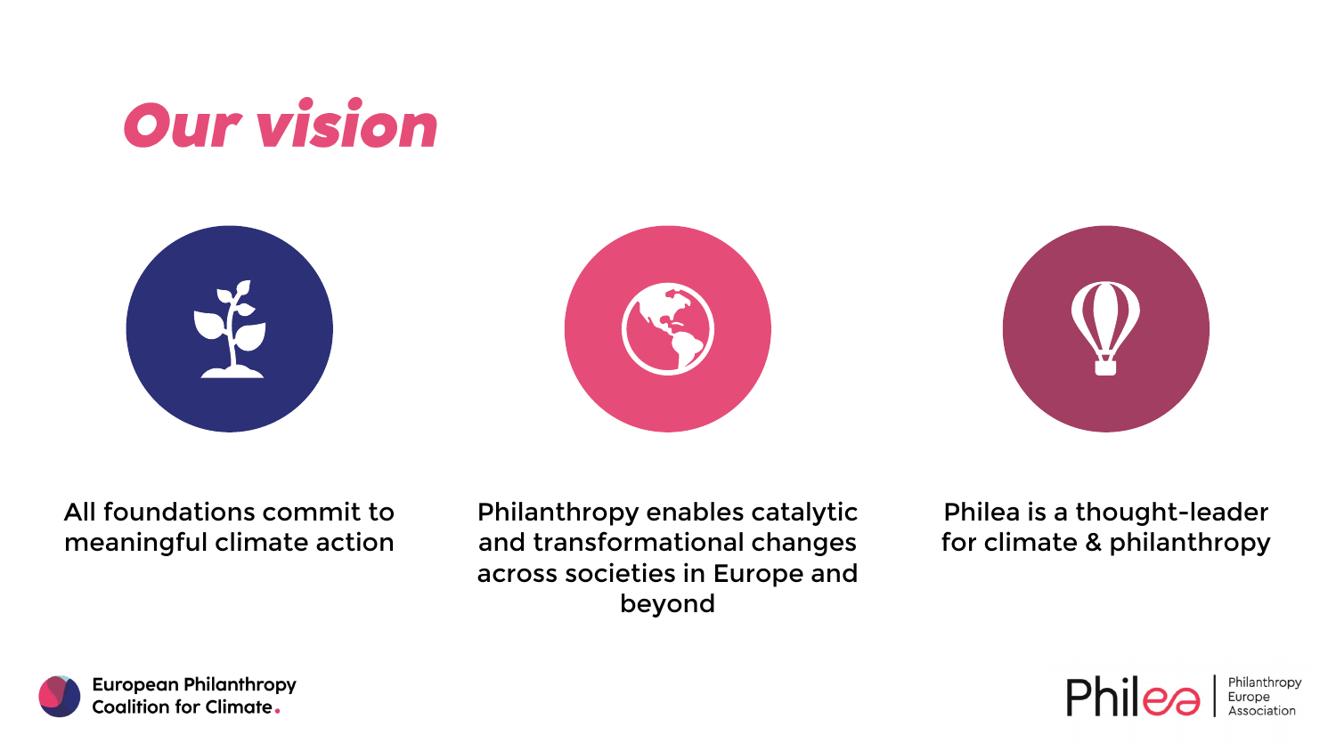# Our vision

All foundations commit to meaningful climate action

Philanthropy enables catalytic and transformational changes across societies in Europe and beyond

Philea is a thought-leader for climate & philanthropy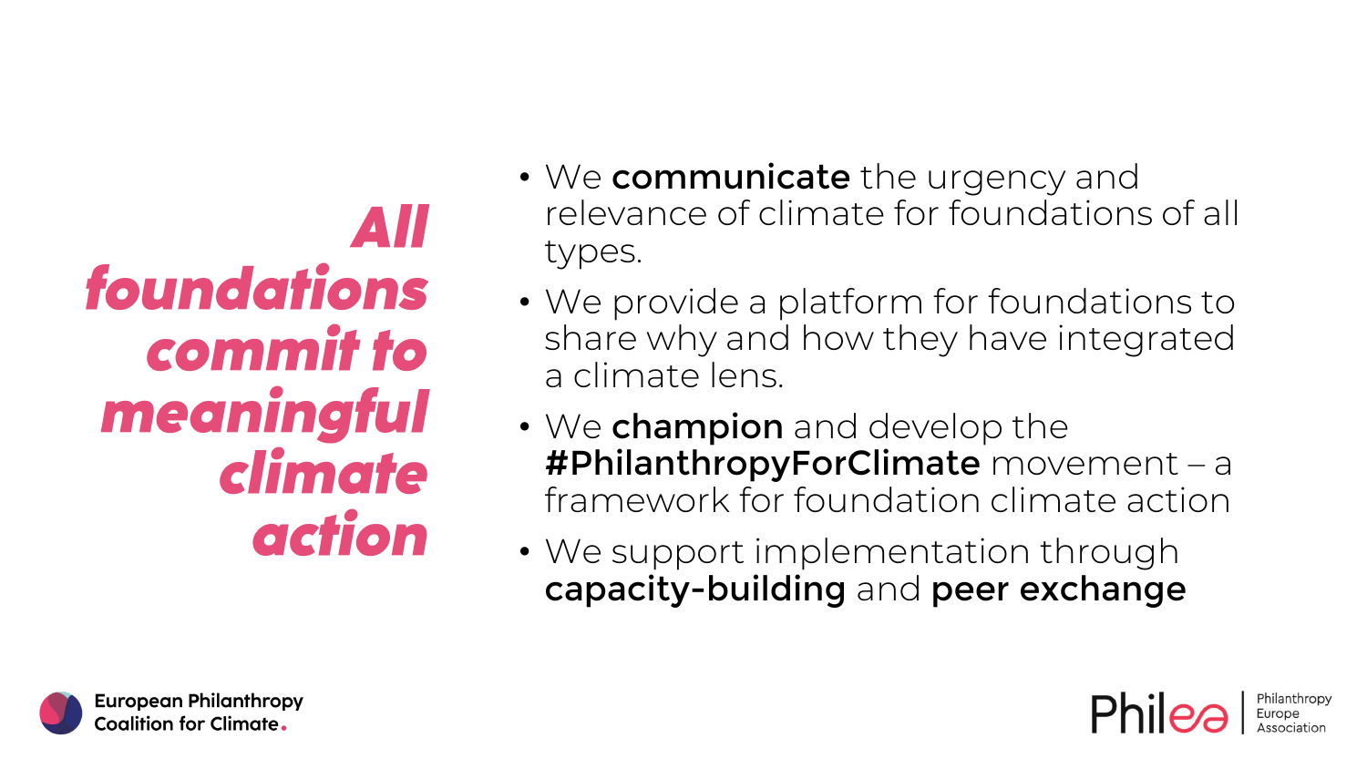# *All foundations commit to meaningful climate action*

- We **communicate** the urgency and relevance of climate for foundations of all types.
- We provide a platform for foundations to share why and how they have integrated a climate lens.
- We **champion** and develop the **#PhilanthropyForClimate** movement – a framework for foundation climate action
- We support implementation through **capacity-building** and **peer exchange**

European Philanthropy Coalition for Climate.

Philea | Philanthropy Europe Association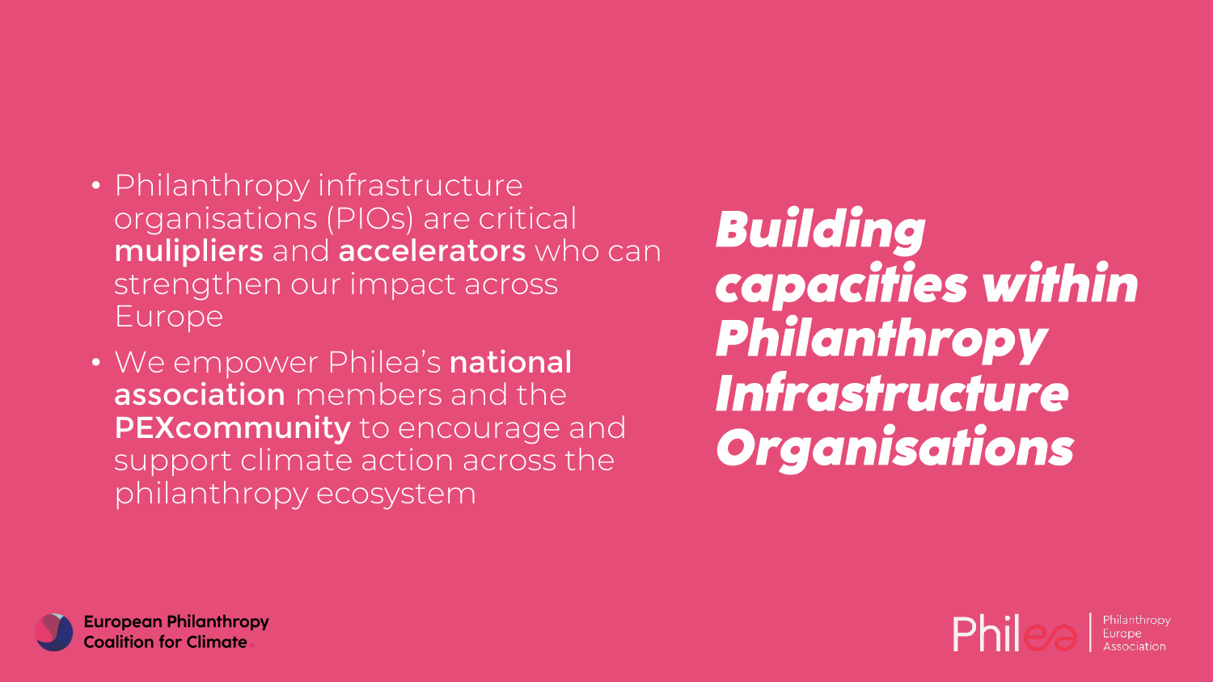# Building capacities within Philanthropy Infrastructure Organisations

- Philanthropy infrastructure organisations (PIOs) are critical **mulipliers** and **accelerators** who can strengthen our impact across Europe
- We empower Philea's **national association** members and the **PEXcommunity** to encourage and support climate action across the philanthropy ecosystem

European Philanthropy Coalition for Climate

Philea | Philanthropy Europe Association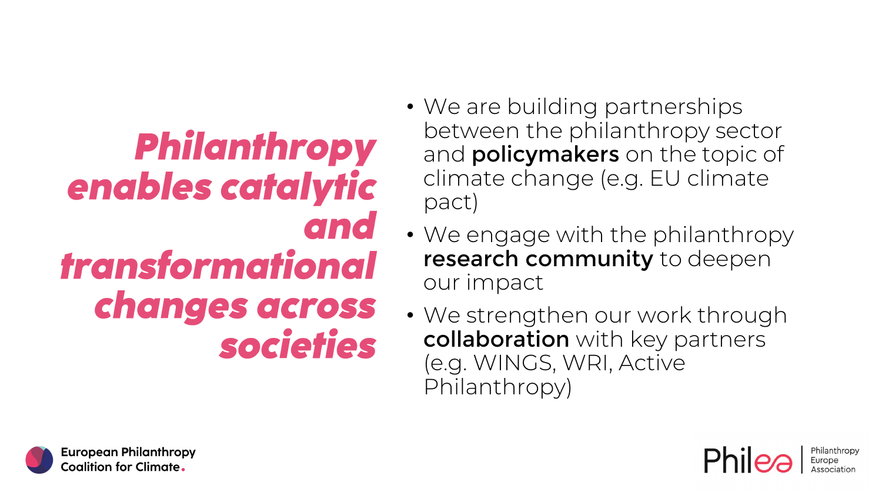# *Philanthropy enables catalytic and transformational changes across societies*

- We are building partnerships between the philanthropy sector and **policymakers** on the topic of climate change (e.g. EU climate pact)
- We engage with the philanthropy **research community** to deepen our impact
- We strengthen our work through **collaboration** with key partners (e.g. WINGS, WRI, Active Philanthropy)

European Philanthropy Coalition for Climate.

Philea | Philanthropy Europe Association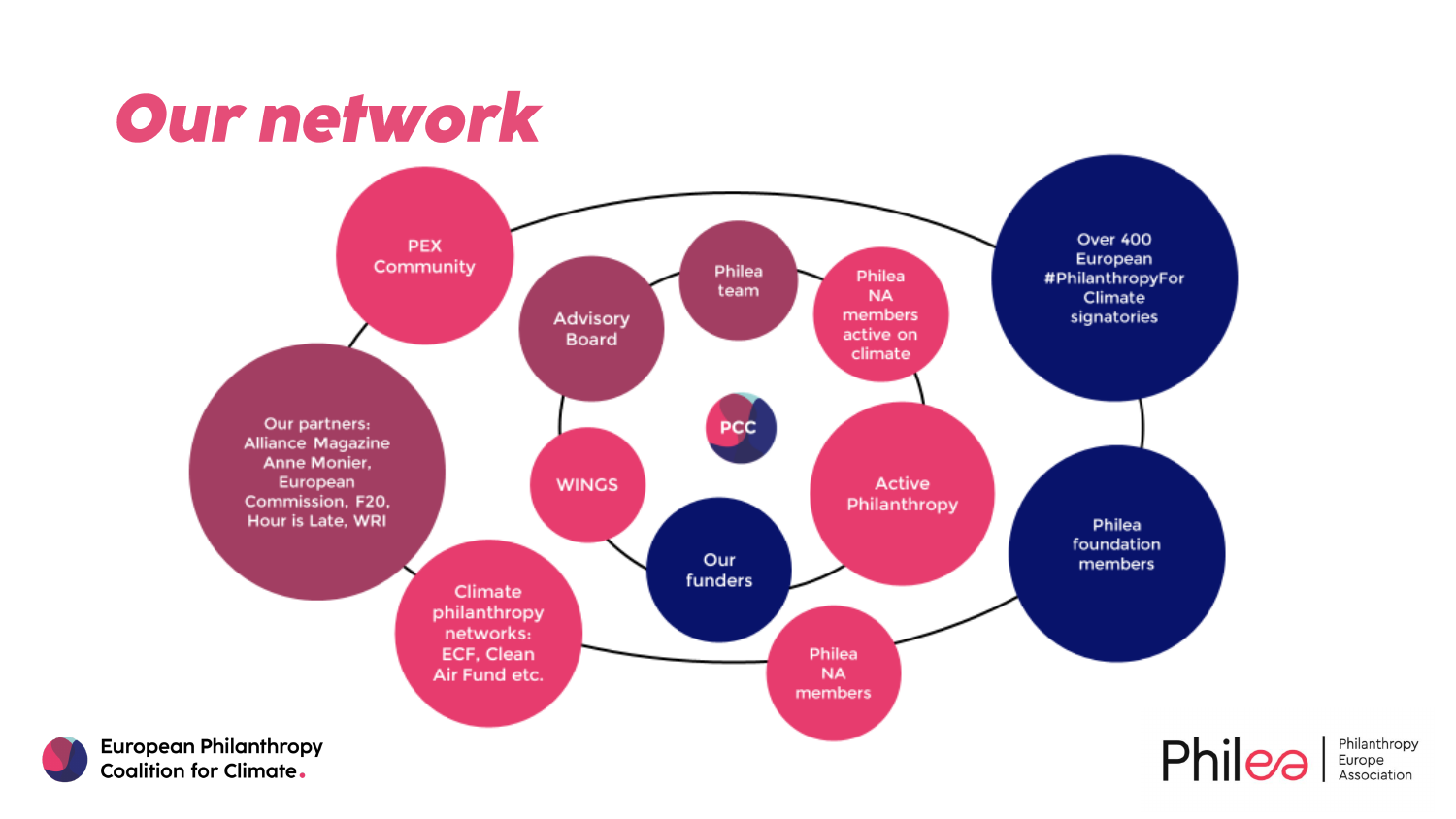# Our network

- PCC
- Philea team
- Advisory Board
- Philea NA members active on climate
- WINGS
- Our funders
- Active Philanthropy
- PEX Community
- Our partners: Alliance Magazine Anne Monier, European Commission, F20, Hour is Late, WRI
- Climate philanthropy networks: ECF, Clean Air Fund etc.
- Philea NA members
- Over 400 European #PhilanthropyForClimate signatories
- Philea foundation members

European Philanthropy Coalition for Climate.

Philea | Philanthropy Europe Association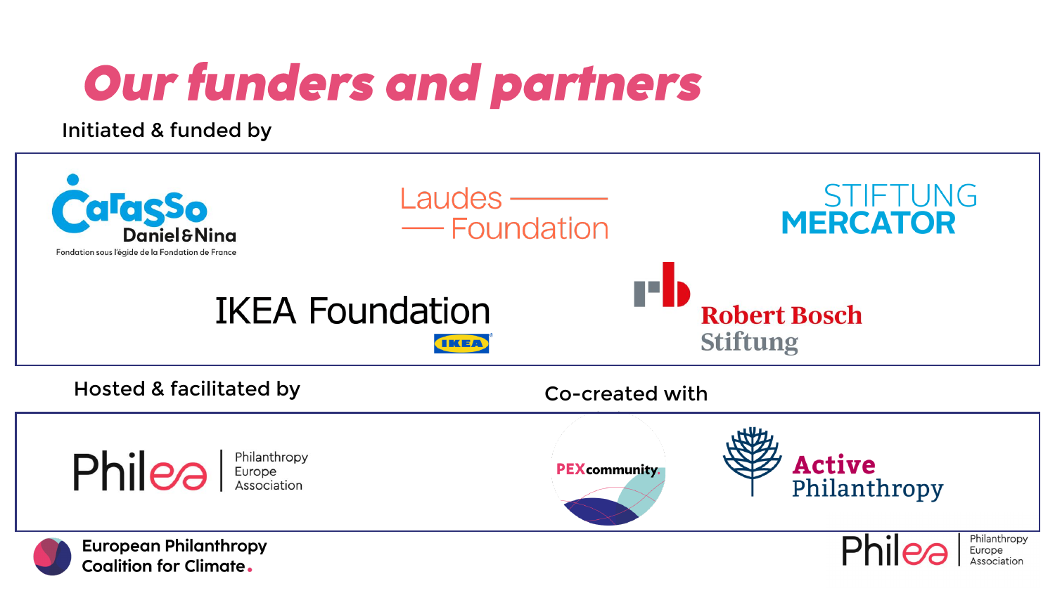# Our funders and partners

Initiated & funded by

Carasso Daniel & Nina – Fondation sous l'égide de la Fondation de France

Laudes Foundation

STIFTUNG MERCATOR

IKEA Foundation

Robert Bosch Stiftung

Hosted & facilitated by

Philea – Philanthropy Europe Association

Co-created with

PEXcommunity

Active Philanthropy

European Philanthropy Coalition for Climate.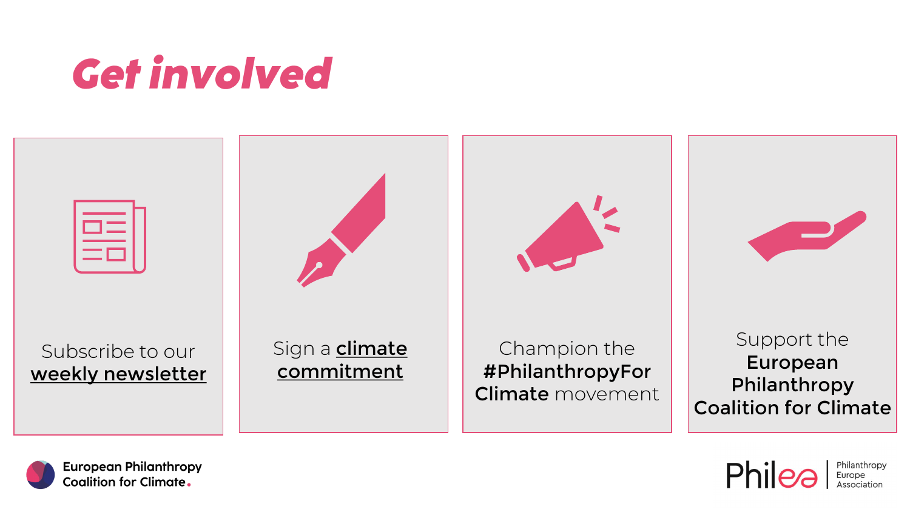# Get involved

Subscribe to our **weekly newsletter**

Sign a **climate commitment**

Champion the **#PhilanthropyFor Climate** movement

Support the **European Philanthropy Coalition for Climate**

European Philanthropy Coalition for Climate.

Philea | Philanthropy Europe Association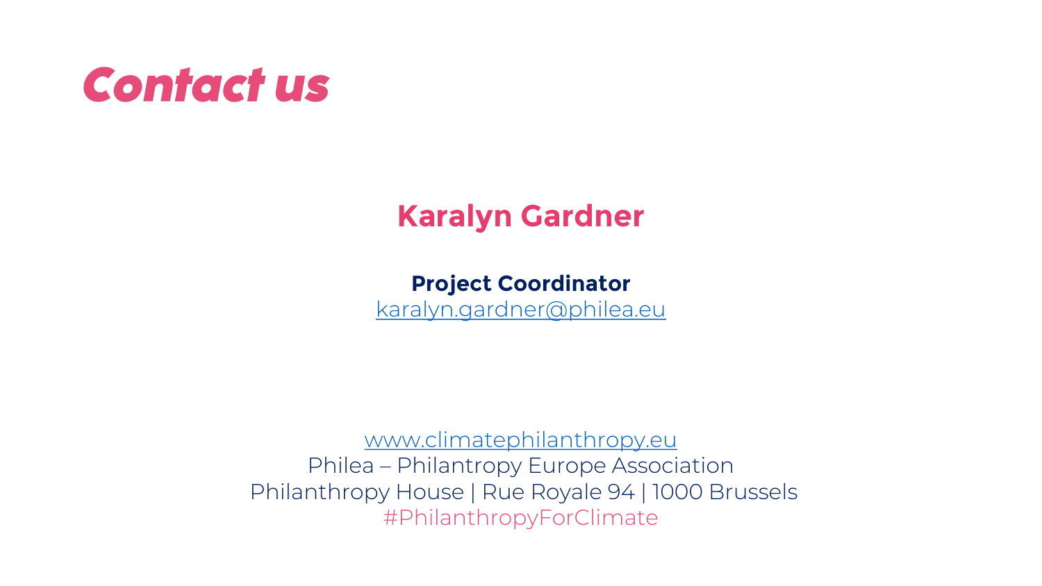# Contact us

## Karalyn Gardner

**Project Coordinator**
karalyn.gardner@philea.eu

www.climatephilanthropy.eu
Philea – Philantropy Europe Association
Philanthropy House | Rue Royale 94 | 1000 Brussels
#PhilanthropyForClimate